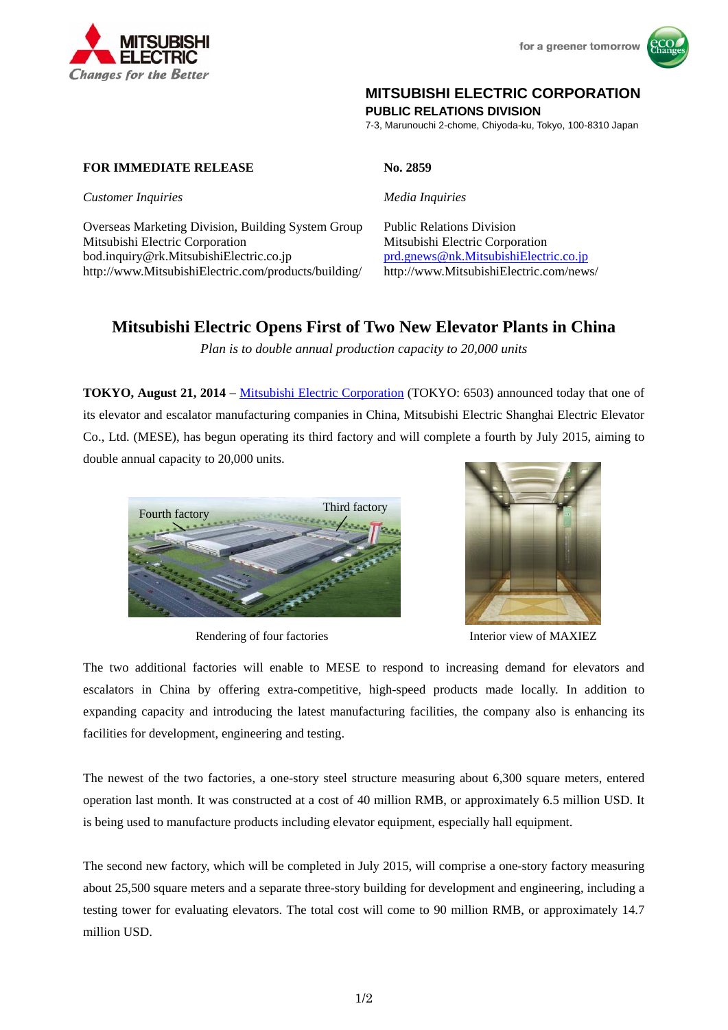MITSUBISHI ELECTRIC

*Changes for the Better*

for a greener tomorrow

**MITSUBISHI ELECTRIC CORPORATION**
**PUBLIC RELATIONS DIVISION**
7-3, Marunouchi 2-chome, Chiyoda-ku, Tokyo, 100-8310 Japan

**FOR IMMEDIATE RELEASE** | **No. 2859**

*Customer Inquiries*

Overseas Marketing Division, Building System Group
Mitsubishi Electric Corporation
bod.inquiry@rk.MitsubishiElectric.co.jp
http://www.MitsubishiElectric.com/products/building/

*Media Inquiries*

Public Relations Division
Mitsubishi Electric Corporation
prd.gnews@nk.MitsubishiElectric.co.jp
http://www.MitsubishiElectric.com/news/

# Mitsubishi Electric Opens First of Two New Elevator Plants in China

*Plan is to double annual production capacity to 20,000 units*

**TOKYO, August 21, 2014** – Mitsubishi Electric Corporation (TOKYO: 6503) announced today that one of its elevator and escalator manufacturing companies in China, Mitsubishi Electric Shanghai Electric Elevator Co., Ltd. (MESE), has begun operating its third factory and will complete a fourth by July 2015, aiming to double annual capacity to 20,000 units.

Fourth factory  Third factory

Rendering of four factories

Interior view of MAXIEZ

The two additional factories will enable to MESE to respond to increasing demand for elevators and escalators in China by offering extra-competitive, high-speed products made locally. In addition to expanding capacity and introducing the latest manufacturing facilities, the company also is enhancing its facilities for development, engineering and testing.

The newest of the two factories, a one-story steel structure measuring about 6,300 square meters, entered operation last month. It was constructed at a cost of 40 million RMB, or approximately 6.5 million USD. It is being used to manufacture products including elevator equipment, especially hall equipment.

The second new factory, which will be completed in July 2015, will comprise a one-story factory measuring about 25,500 square meters and a separate three-story building for development and engineering, including a testing tower for evaluating elevators. The total cost will come to 90 million RMB, or approximately 14.7 million USD.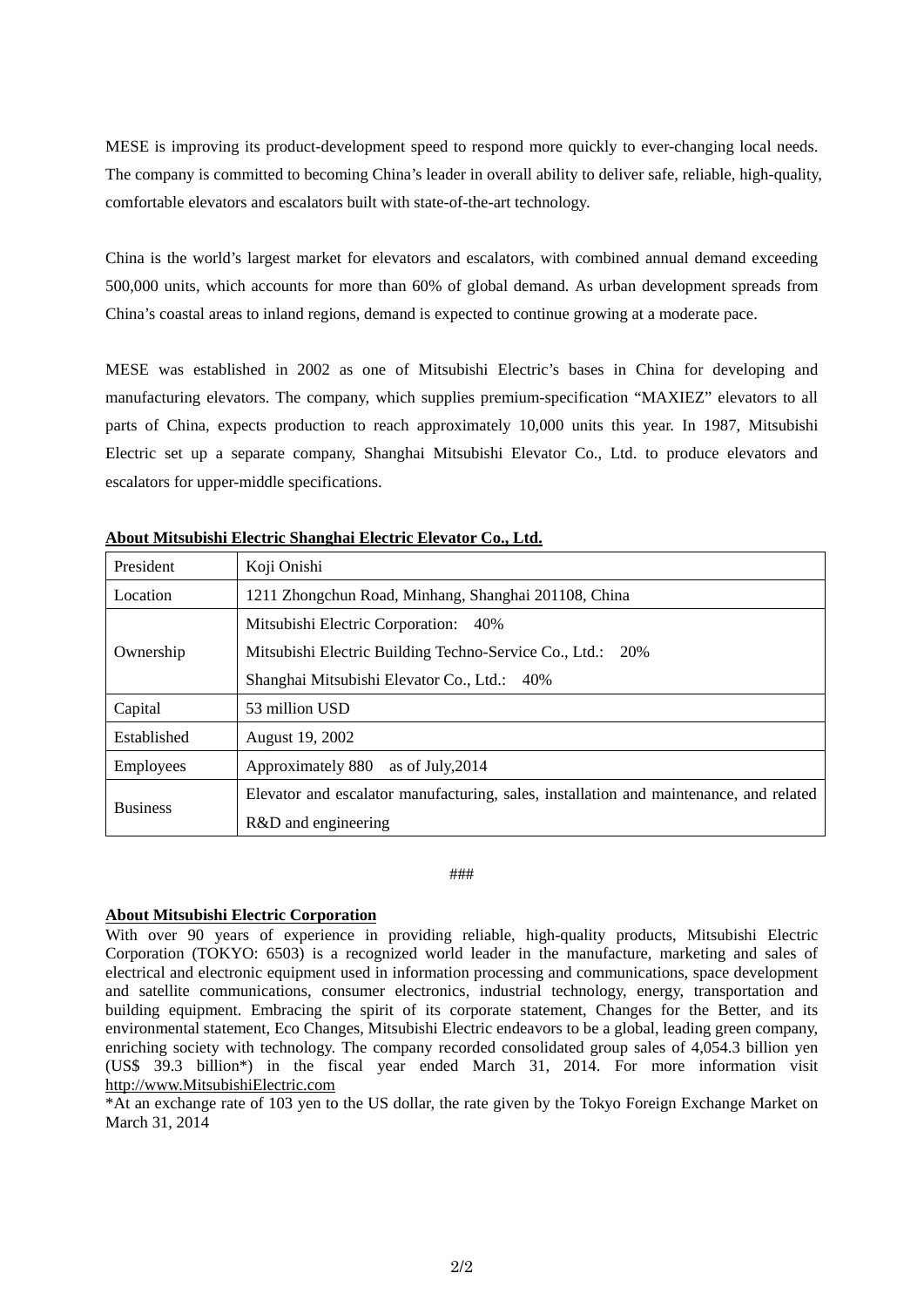MESE is improving its product-development speed to respond more quickly to ever-changing local needs. The company is committed to becoming China's leader in overall ability to deliver safe, reliable, high-quality, comfortable elevators and escalators built with state-of-the-art technology.

China is the world's largest market for elevators and escalators, with combined annual demand exceeding 500,000 units, which accounts for more than 60% of global demand. As urban development spreads from China's coastal areas to inland regions, demand is expected to continue growing at a moderate pace.

MESE was established in 2002 as one of Mitsubishi Electric's bases in China for developing and manufacturing elevators. The company, which supplies premium-specification "MAXIEZ" elevators to all parts of China, expects production to reach approximately 10,000 units this year. In 1987, Mitsubishi Electric set up a separate company, Shanghai Mitsubishi Elevator Co., Ltd. to produce elevators and escalators for upper-middle specifications.

**About Mitsubishi Electric Shanghai Electric Elevator Co., Ltd.**

| | |
|---|---|
| President | Koji Onishi |
| Location | 1211 Zhongchun Road, Minhang, Shanghai 201108, China |
| Ownership | Mitsubishi Electric Corporation: 40%<br>Mitsubishi Electric Building Techno-Service Co., Ltd.: 20%<br>Shanghai Mitsubishi Elevator Co., Ltd.: 40% |
| Capital | 53 million USD |
| Established | August 19, 2002 |
| Employees | Approximately 880 as of July,2014 |
| Business | Elevator and escalator manufacturing, sales, installation and maintenance, and related R&D and engineering |

###

**About Mitsubishi Electric Corporation**

With over 90 years of experience in providing reliable, high-quality products, Mitsubishi Electric Corporation (TOKYO: 6503) is a recognized world leader in the manufacture, marketing and sales of electrical and electronic equipment used in information processing and communications, space development and satellite communications, consumer electronics, industrial technology, energy, transportation and building equipment. Embracing the spirit of its corporate statement, Changes for the Better, and its environmental statement, Eco Changes, Mitsubishi Electric endeavors to be a global, leading green company, enriching society with technology. The company recorded consolidated group sales of 4,054.3 billion yen (US$ 39.3 billion*) in the fiscal year ended March 31, 2014. For more information visit http://www.MitsubishiElectric.com

*At an exchange rate of 103 yen to the US dollar, the rate given by the Tokyo Foreign Exchange Market on March 31, 2014